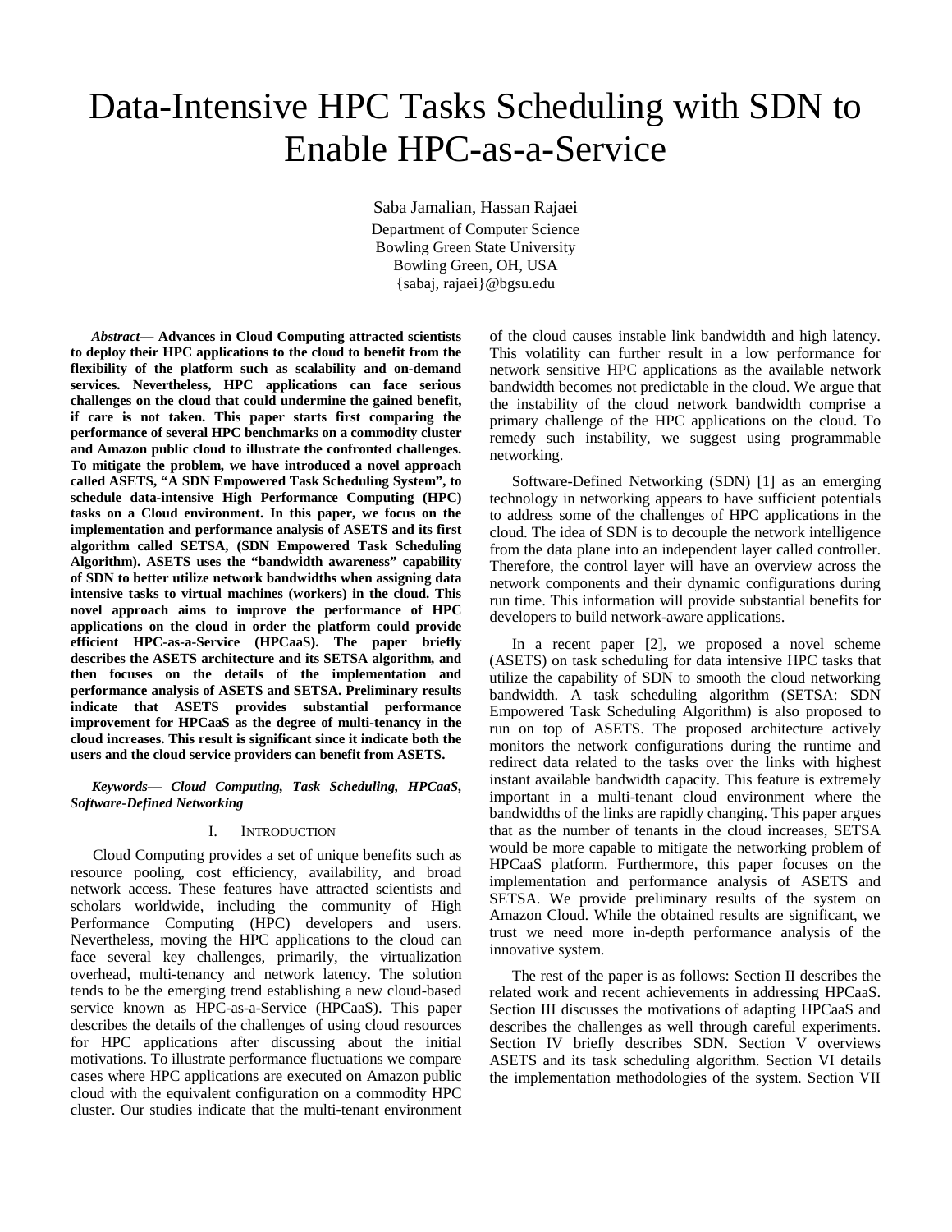# Data-Intensive HPC Tasks Scheduling with SDN to Enable HPC-as-a-Service

Saba Jamalian, Hassan Rajaei
Department of Computer Science
Bowling Green State University
Bowling Green, OH, USA
{sabaj, rajaei}@bgsu.edu

***Abstract*— Advances in Cloud Computing attracted scientists to deploy their HPC applications to the cloud to benefit from the flexibility of the platform such as scalability and on-demand services. Nevertheless, HPC applications can face serious challenges on the cloud that could undermine the gained benefit, if care is not taken. This paper starts first comparing the performance of several HPC benchmarks on a commodity cluster and Amazon public cloud to illustrate the confronted challenges. To mitigate the problem, we have introduced a novel approach called ASETS, "A SDN Empowered Task Scheduling System", to schedule data-intensive High Performance Computing (HPC) tasks on a Cloud environment. In this paper, we focus on the implementation and performance analysis of ASETS and its first algorithm called SETSA, (SDN Empowered Task Scheduling Algorithm). ASETS uses the "bandwidth awareness" capability of SDN to better utilize network bandwidths when assigning data intensive tasks to virtual machines (workers) in the cloud. This novel approach aims to improve the performance of HPC applications on the cloud in order the platform could provide efficient HPC-as-a-Service (HPCaaS). The paper briefly describes the ASETS architecture and its SETSA algorithm, and then focuses on the details of the implementation and performance analysis of ASETS and SETSA. Preliminary results indicate that ASETS provides substantial performance improvement for HPCaaS as the degree of multi-tenancy in the cloud increases. This result is significant since it indicate both the users and the cloud service providers can benefit from ASETS.**

***Keywords— Cloud Computing, Task Scheduling, HPCaaS, Software-Defined Networking***

## I. Introduction

Cloud Computing provides a set of unique benefits such as resource pooling, cost efficiency, availability, and broad network access. These features have attracted scientists and scholars worldwide, including the community of High Performance Computing (HPC) developers and users. Nevertheless, moving the HPC applications to the cloud can face several key challenges, primarily, the virtualization overhead, multi-tenancy and network latency. The solution tends to be the emerging trend establishing a new cloud-based service known as HPC-as-a-Service (HPCaaS). This paper describes the details of the challenges of using cloud resources for HPC applications after discussing about the initial motivations. To illustrate performance fluctuations we compare cases where HPC applications are executed on Amazon public cloud with the equivalent configuration on a commodity HPC cluster. Our studies indicate that the multi-tenant environment of the cloud causes instable link bandwidth and high latency. This volatility can further result in a low performance for network sensitive HPC applications as the available network bandwidth becomes not predictable in the cloud. We argue that the instability of the cloud network bandwidth comprise a primary challenge of the HPC applications on the cloud. To remedy such instability, we suggest using programmable networking.

Software-Defined Networking (SDN) [1] as an emerging technology in networking appears to have sufficient potentials to address some of the challenges of HPC applications in the cloud. The idea of SDN is to decouple the network intelligence from the data plane into an independent layer called controller. Therefore, the control layer will have an overview across the network components and their dynamic configurations during run time. This information will provide substantial benefits for developers to build network-aware applications.

In a recent paper [2], we proposed a novel scheme (ASETS) on task scheduling for data intensive HPC tasks that utilize the capability of SDN to smooth the cloud networking bandwidth. A task scheduling algorithm (SETSA: SDN Empowered Task Scheduling Algorithm) is also proposed to run on top of ASETS. The proposed architecture actively monitors the network configurations during the runtime and redirect data related to the tasks over the links with highest instant available bandwidth capacity. This feature is extremely important in a multi-tenant cloud environment where the bandwidths of the links are rapidly changing. This paper argues that as the number of tenants in the cloud increases, SETSA would be more capable to mitigate the networking problem of HPCaaS platform. Furthermore, this paper focuses on the implementation and performance analysis of ASETS and SETSA. We provide preliminary results of the system on Amazon Cloud. While the obtained results are significant, we trust we need more in-depth performance analysis of the innovative system.

The rest of the paper is as follows: Section II describes the related work and recent achievements in addressing HPCaaS. Section III discusses the motivations of adapting HPCaaS and describes the challenges as well through careful experiments. Section IV briefly describes SDN. Section V overviews ASETS and its task scheduling algorithm. Section VI details the implementation methodologies of the system. Section VII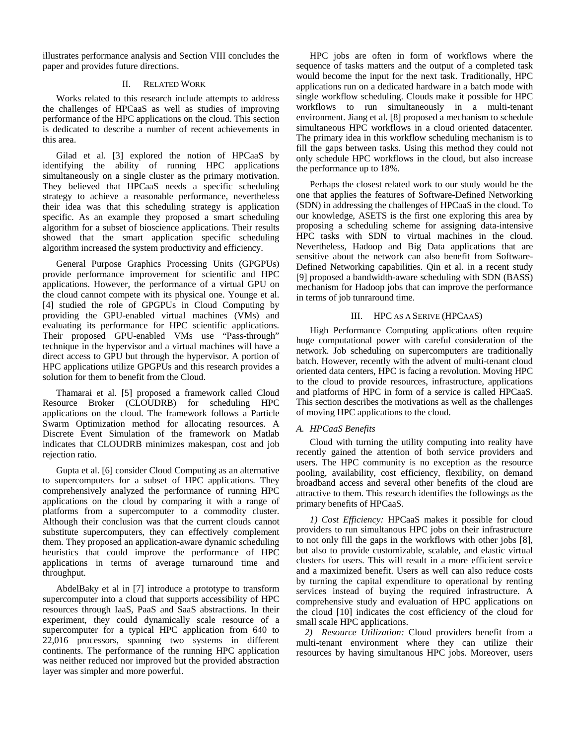illustrates performance analysis and Section VIII concludes the paper and provides future directions.

## II. Related Work

Works related to this research include attempts to address the challenges of HPCaaS as well as studies of improving performance of the HPC applications on the cloud. This section is dedicated to describe a number of recent achievements in this area.

Gilad et al. [3] explored the notion of HPCaaS by identifying the ability of running HPC applications simultaneously on a single cluster as the primary motivation. They believed that HPCaaS needs a specific scheduling strategy to achieve a reasonable performance, nevertheless their idea was that this scheduling strategy is application specific. As an example they proposed a smart scheduling algorithm for a subset of bioscience applications. Their results showed that the smart application specific scheduling algorithm increased the system productivity and efficiency.

General Purpose Graphics Processing Units (GPGPUs) provide performance improvement for scientific and HPC applications. However, the performance of a virtual GPU on the cloud cannot compete with its physical one. Younge et al. [4] studied the role of GPGPUs in Cloud Computing by providing the GPU-enabled virtual machines (VMs) and evaluating its performance for HPC scientific applications. Their proposed GPU-enabled VMs use "Pass-through" technique in the hypervisor and a virtual machines will have a direct access to GPU but through the hypervisor. A portion of HPC applications utilize GPGPUs and this research provides a solution for them to benefit from the Cloud.

Thamarai et al. [5] proposed a framework called Cloud Resource Broker (CLOUDRB) for scheduling HPC applications on the cloud. The framework follows a Particle Swarm Optimization method for allocating resources. A Discrete Event Simulation of the framework on Matlab indicates that CLOUDRB minimizes makespan, cost and job rejection ratio.

Gupta et al. [6] consider Cloud Computing as an alternative to supercomputers for a subset of HPC applications. They comprehensively analyzed the performance of running HPC applications on the cloud by comparing it with a range of platforms from a supercomputer to a commodity cluster. Although their conclusion was that the current clouds cannot substitute supercomputers, they can effectively complement them. They proposed an application-aware dynamic scheduling heuristics that could improve the performance of HPC applications in terms of average turnaround time and throughput.

AbdelBaky et al in [7] introduce a prototype to transform supercomputer into a cloud that supports accessibility of HPC resources through IaaS, PaaS and SaaS abstractions. In their experiment, they could dynamically scale resource of a supercomputer for a typical HPC application from 640 to 22,016 processors, spanning two systems in different continents. The performance of the running HPC application was neither reduced nor improved but the provided abstraction layer was simpler and more powerful.

HPC jobs are often in form of workflows where the sequence of tasks matters and the output of a completed task would become the input for the next task. Traditionally, HPC applications run on a dedicated hardware in a batch mode with single workflow scheduling. Clouds make it possible for HPC workflows to run simultaneously in a multi-tenant environment. Jiang et al. [8] proposed a mechanism to schedule simultaneous HPC workflows in a cloud oriented datacenter. The primary idea in this workflow scheduling mechanism is to fill the gaps between tasks. Using this method they could not only schedule HPC workflows in the cloud, but also increase the performance up to 18%.

Perhaps the closest related work to our study would be the one that applies the features of Software-Defined Networking (SDN) in addressing the challenges of HPCaaS in the cloud. To our knowledge, ASETS is the first one exploring this area by proposing a scheduling scheme for assigning data-intensive HPC tasks with SDN to virtual machines in the cloud. Nevertheless, Hadoop and Big Data applications that are sensitive about the network can also benefit from Software-Defined Networking capabilities. Qin et al. in a recent study [9] proposed a bandwidth-aware scheduling with SDN (BASS) mechanism for Hadoop jobs that can improve the performance in terms of job tunraround time.

## III. HPC as a Serive (HPCaaS)

High Performance Computing applications often require huge computational power with careful consideration of the network. Job scheduling on supercomputers are traditionally batch. However, recently with the advent of multi-tenant cloud oriented data centers, HPC is facing a revolution. Moving HPC to the cloud to provide resources, infrastructure, applications and platforms of HPC in form of a service is called HPCaaS. This section describes the motivations as well as the challenges of moving HPC applications to the cloud.

### A. HPCaaS Benefits

Cloud with turning the utility computing into reality have recently gained the attention of both service providers and users. The HPC community is no exception as the resource pooling, availability, cost efficiency, flexibility, on demand broadband access and several other benefits of the cloud are attractive to them. This research identifies the followings as the primary benefits of HPCaaS.

*1) Cost Efficiency:* HPCaaS makes it possible for cloud providers to run simultaneous HPC jobs on their infrastructure to not only fill the gaps in the workflows with other jobs [8], but also to provide customizable, scalable, and elastic virtual clusters for users. This will result in a more efficient service and a maximized benefit. Users as well can also reduce costs by turning the capital expenditure to operational by renting services instead of buying the required infrastructure. A comprehensive study and evaluation of HPC applications on the cloud [10] indicates the cost efficiency of the cloud for small scale HPC applications.

*2) Resource Utilization:* Cloud providers benefit from a multi-tenant environment where they can utilize their resources by having simultanous HPC jobs. Moreover, users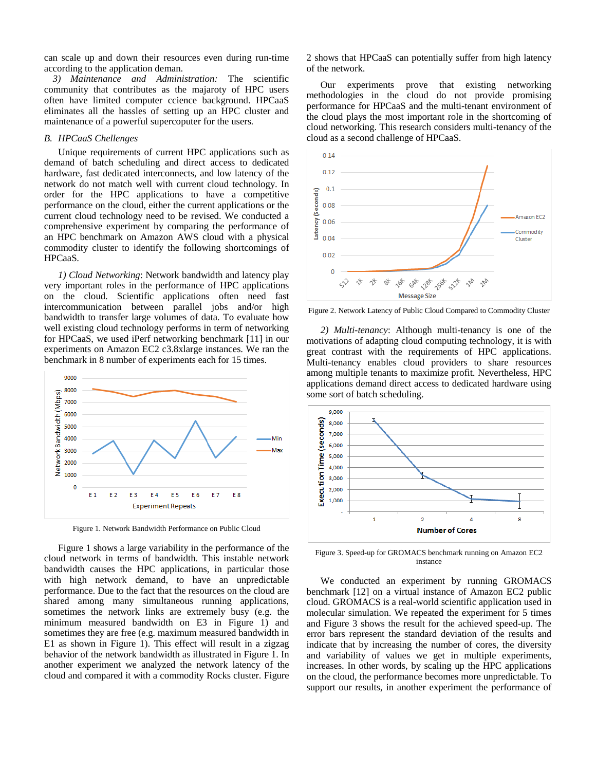can scale up and down their resources even during run-time according to the application deman.

*3) Maintenance and Administration:* The scientific community that contributes as the majaroty of HPC users often have limited computer ccience background. HPCaaS eliminates all the hassles of setting up an HPC cluster and maintenance of a powerful supercoputer for the users.

## B. HPCaaS Chellenges

Unique requirements of current HPC applications such as demand of batch scheduling and direct access to dedicated hardware, fast dedicated interconnects, and low latency of the network do not match well with current cloud technology. In order for the HPC applications to have a competitive performance on the cloud, either the current applications or the current cloud technology need to be revised. We conducted a comprehensive experiment by comparing the performance of an HPC benchmark on Amazon AWS cloud with a physical commodity cluster to identify the following shortcomings of HPCaaS.

*1) Cloud Networking*: Network bandwidth and latency play very important roles in the performance of HPC applications on the cloud. Scientific applications often need fast intercommunication between parallel jobs and/or high bandwidth to transfer large volumes of data. To evaluate how well existing cloud technology performs in term of networking for HPCaaS, we used iPerf networking benchmark [11] in our experiments on Amazon EC2 c3.8xlarge instances. We ran the benchmark in 8 number of experiments each for 15 times.

Figure 1. Network Bandwidth Performance on Public Cloud

Figure 1 shows a large variability in the performance of the cloud network in terms of bandwidth. This instable network bandwidth causes the HPC applications, in particular those with high network demand, to have an unpredictable performance. Due to the fact that the resources on the cloud are shared among many simultaneous running applications, sometimes the network links are extremely busy (e.g. the minimum measured bandwidth on E3 in Figure 1) and sometimes they are free (e.g. maximum measured bandwidth in E1 as shown in Figure 1). This effect will result in a zigzag behavior of the network bandwidth as illustrated in Figure 1. In another experiment we analyzed the network latency of the cloud and compared it with a commodity Rocks cluster. Figure 2 shows that HPCaaS can potentially suffer from high latency of the network.

Our experiments prove that existing networking methodologies in the cloud do not provide promising performance for HPCaaS and the multi-tenant environment of the cloud plays the most important role in the shortcoming of cloud networking. This research considers multi-tenancy of the cloud as a second challenge of HPCaaS.

Figure 2. Network Latency of Public Cloud Compared to Commodity Cluster

*2) Multi-tenancy*: Although multi-tenancy is one of the motivations of adapting cloud computing technology, it is with great contrast with the requirements of HPC applications. Multi-tenancy enables cloud providers to share resources among multiple tenants to maximize profit. Nevertheless, HPC applications demand direct access to dedicated hardware using some sort of batch scheduling.

Figure 3. Speed-up for GROMACS benchmark running on Amazon EC2 instance

We conducted an experiment by running GROMACS benchmark [12] on a virtual instance of Amazon EC2 public cloud. GROMACS is a real-world scientific application used in molecular simulation. We repeated the experiment for 5 times and Figure 3 shows the result for the achieved speed-up. The error bars represent the standard deviation of the results and indicate that by increasing the number of cores, the diversity and variability of values we get in multiple experiments, increases. In other words, by scaling up the HPC applications on the cloud, the performance becomes more unpredictable. To support our results, in another experiment the performance of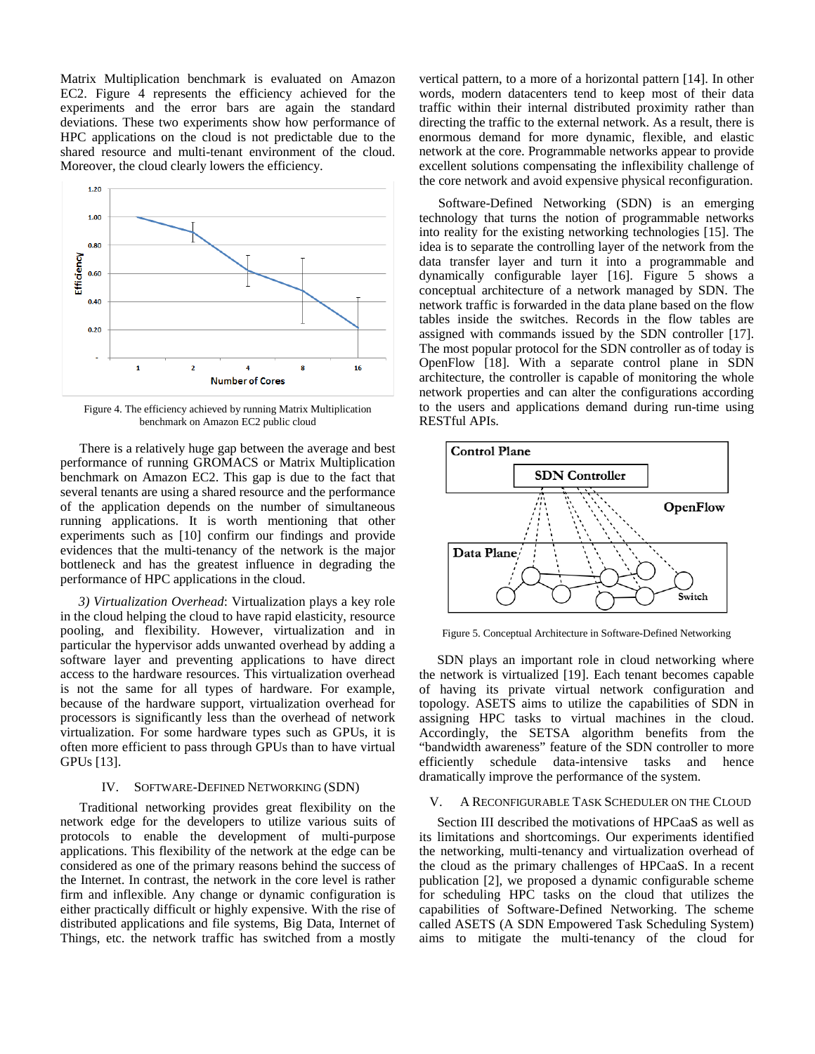Matrix Multiplication benchmark is evaluated on Amazon EC2. Figure 4 represents the efficiency achieved for the experiments and the error bars are again the standard deviations. These two experiments show how performance of HPC applications on the cloud is not predictable due to the shared resource and multi-tenant environment of the cloud. Moreover, the cloud clearly lowers the efficiency.

Figure 4. The efficiency achieved by running Matrix Multiplication benchmark on Amazon EC2 public cloud

There is a relatively huge gap between the average and best performance of running GROMACS or Matrix Multiplication benchmark on Amazon EC2. This gap is due to the fact that several tenants are using a shared resource and the performance of the application depends on the number of simultaneous running applications. It is worth mentioning that other experiments such as [10] confirm our findings and provide evidences that the multi-tenancy of the network is the major bottleneck and has the greatest influence in degrading the performance of HPC applications in the cloud.

*3) Virtualization Overhead*: Virtualization plays a key role in the cloud helping the cloud to have rapid elasticity, resource pooling, and flexibility. However, virtualization and in particular the hypervisor adds unwanted overhead by adding a software layer and preventing applications to have direct access to the hardware resources. This virtualization overhead is not the same for all types of hardware. For example, because of the hardware support, virtualization overhead for processors is significantly less than the overhead of network virtualization. For some hardware types such as GPUs, it is often more efficient to pass through GPUs than to have virtual GPUs [13].

## IV. Software-Defined Networking (SDN)

Traditional networking provides great flexibility on the network edge for the developers to utilize various suits of protocols to enable the development of multi-purpose applications. This flexibility of the network at the edge can be considered as one of the primary reasons behind the success of the Internet. In contrast, the network in the core level is rather firm and inflexible. Any change or dynamic configuration is either practically difficult or highly expensive. With the rise of distributed applications and file systems, Big Data, Internet of Things, etc. the network traffic has switched from a mostly vertical pattern, to a more of a horizontal pattern [14]. In other words, modern datacenters tend to keep most of their data traffic within their internal distributed proximity rather than directing the traffic to the external network. As a result, there is enormous demand for more dynamic, flexible, and elastic network at the core. Programmable networks appear to provide excellent solutions compensating the inflexibility challenge of the core network and avoid expensive physical reconfiguration.

Software-Defined Networking (SDN) is an emerging technology that turns the notion of programmable networks into reality for the existing networking technologies [15]. The idea is to separate the controlling layer of the network from the data transfer layer and turn it into a programmable and dynamically configurable layer [16]. Figure 5 shows a conceptual architecture of a network managed by SDN. The network traffic is forwarded in the data plane based on the flow tables inside the switches. Records in the flow tables are assigned with commands issued by the SDN controller [17]. The most popular protocol for the SDN controller as of today is OpenFlow [18]. With a separate control plane in SDN architecture, the controller is capable of monitoring the whole network properties and can alter the configurations according to the users and applications demand during run-time using RESTful APIs.

Figure 5. Conceptual Architecture in Software-Defined Networking

SDN plays an important role in cloud networking where the network is virtualized [19]. Each tenant becomes capable of having its private virtual network configuration and topology. ASETS aims to utilize the capabilities of SDN in assigning HPC tasks to virtual machines in the cloud. Accordingly, the SETSA algorithm benefits from the "bandwidth awareness" feature of the SDN controller to more efficiently schedule data-intensive tasks and hence dramatically improve the performance of the system.

## V. A Reconfigurable Task Scheduler on the Cloud

Section III described the motivations of HPCaaS as well as its limitations and shortcomings. Our experiments identified the networking, multi-tenancy and virtualization overhead of the cloud as the primary challenges of HPCaaS. In a recent publication [2], we proposed a dynamic configurable scheme for scheduling HPC tasks on the cloud that utilizes the capabilities of Software-Defined Networking. The scheme called ASETS (A SDN Empowered Task Scheduling System) aims to mitigate the multi-tenancy of the cloud for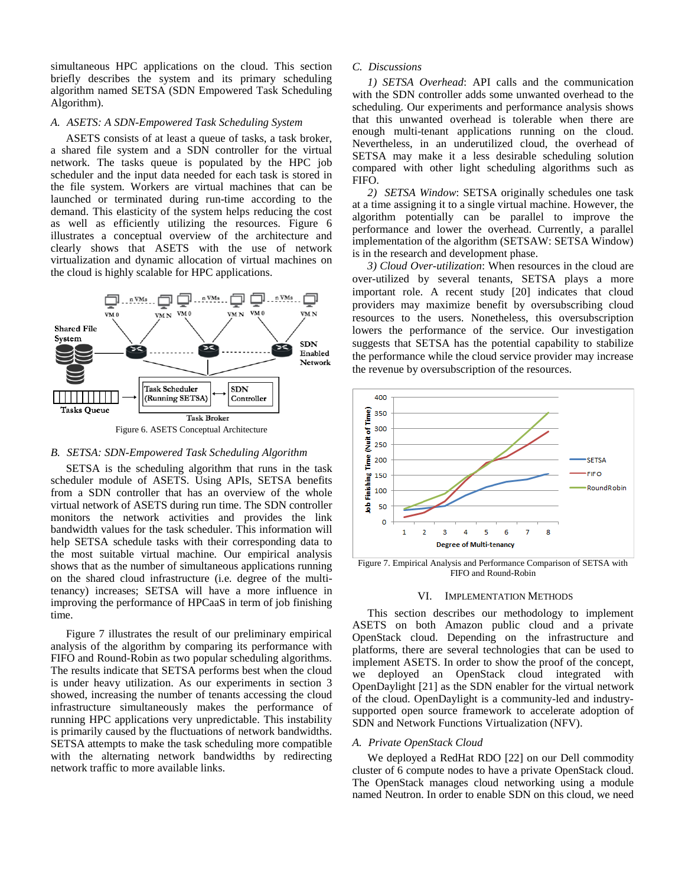simultaneous HPC applications on the cloud. This section briefly describes the system and its primary scheduling algorithm named SETSA (SDN Empowered Task Scheduling Algorithm).

### *A. ASETS: A SDN-Empowered Task Scheduling System*

ASETS consists of at least a queue of tasks, a task broker, a shared file system and a SDN controller for the virtual network. The tasks queue is populated by the HPC job scheduler and the input data needed for each task is stored in the file system. Workers are virtual machines that can be launched or terminated during run-time according to the demand. This elasticity of the system helps reducing the cost as well as efficiently utilizing the resources. Figure 6 illustrates a conceptual overview of the architecture and clearly shows that ASETS with the use of network virtualization and dynamic allocation of virtual machines on the cloud is highly scalable for HPC applications.

Figure 6. ASETS Conceptual Architecture

### *B. SETSA: SDN-Empowered Task Scheduling Algorithm*

SETSA is the scheduling algorithm that runs in the task scheduler module of ASETS. Using APIs, SETSA benefits from a SDN controller that has an overview of the whole virtual network of ASETS during run time. The SDN controller monitors the network activities and provides the link bandwidth values for the task scheduler. This information will help SETSA schedule tasks with their corresponding data to the most suitable virtual machine. Our empirical analysis shows that as the number of simultaneous applications running on the shared cloud infrastructure (i.e. degree of the multi-tenancy) increases; SETSA will have a more influence in improving the performance of HPCaaS in term of job finishing time.

Figure 7 illustrates the result of our preliminary empirical analysis of the algorithm by comparing its performance with FIFO and Round-Robin as two popular scheduling algorithms. The results indicate that SETSA performs best when the cloud is under heavy utilization. As our experiments in section 3 showed, increasing the number of tenants accessing the cloud infrastructure simultaneously makes the performance of running HPC applications very unpredictable. This instability is primarily caused by the fluctuations of network bandwidths. SETSA attempts to make the task scheduling more compatible with the alternating network bandwidths by redirecting network traffic to more available links.

### *C. Discussions*

*1) SETSA Overhead*: API calls and the communication with the SDN controller adds some unwanted overhead to the scheduling. Our experiments and performance analysis shows that this unwanted overhead is tolerable when there are enough multi-tenant applications running on the cloud. Nevertheless, in an underutilized cloud, the overhead of SETSA may make it a less desirable scheduling solution compared with other light scheduling algorithms such as FIFO.

*2) SETSA Window*: SETSA originally schedules one task at a time assigning it to a single virtual machine. However, the algorithm potentially can be parallel to improve the performance and lower the overhead. Currently, a parallel implementation of the algorithm (SETSAW: SETSA Window) is in the research and development phase.

*3) Cloud Over-utilization*: When resources in the cloud are over-utilized by several tenants, SETSA plays a more important role. A recent study [20] indicates that cloud providers may maximize benefit by oversubscribing cloud resources to the users. Nonetheless, this oversubscription lowers the performance of the service. Our investigation suggests that SETSA has the potential capability to stabilize the performance while the cloud service provider may increase the revenue by oversubscription of the resources.

Figure 7. Empirical Analysis and Performance Comparison of SETSA with FIFO and Round-Robin

## VI. IMPLEMENTATION METHODS

This section describes our methodology to implement ASETS on both Amazon public cloud and a private OpenStack cloud. Depending on the infrastructure and platforms, there are several technologies that can be used to implement ASETS. In order to show the proof of the concept, we deployed an OpenStack cloud integrated with OpenDaylight [21] as the SDN enabler for the virtual network of the cloud. OpenDaylight is a community-led and industry-supported open source framework to accelerate adoption of SDN and Network Functions Virtualization (NFV).

### *A. Private OpenStack Cloud*

We deployed a RedHat RDO [22] on our Dell commodity cluster of 6 compute nodes to have a private OpenStack cloud. The OpenStack manages cloud networking using a module named Neutron. In order to enable SDN on this cloud, we need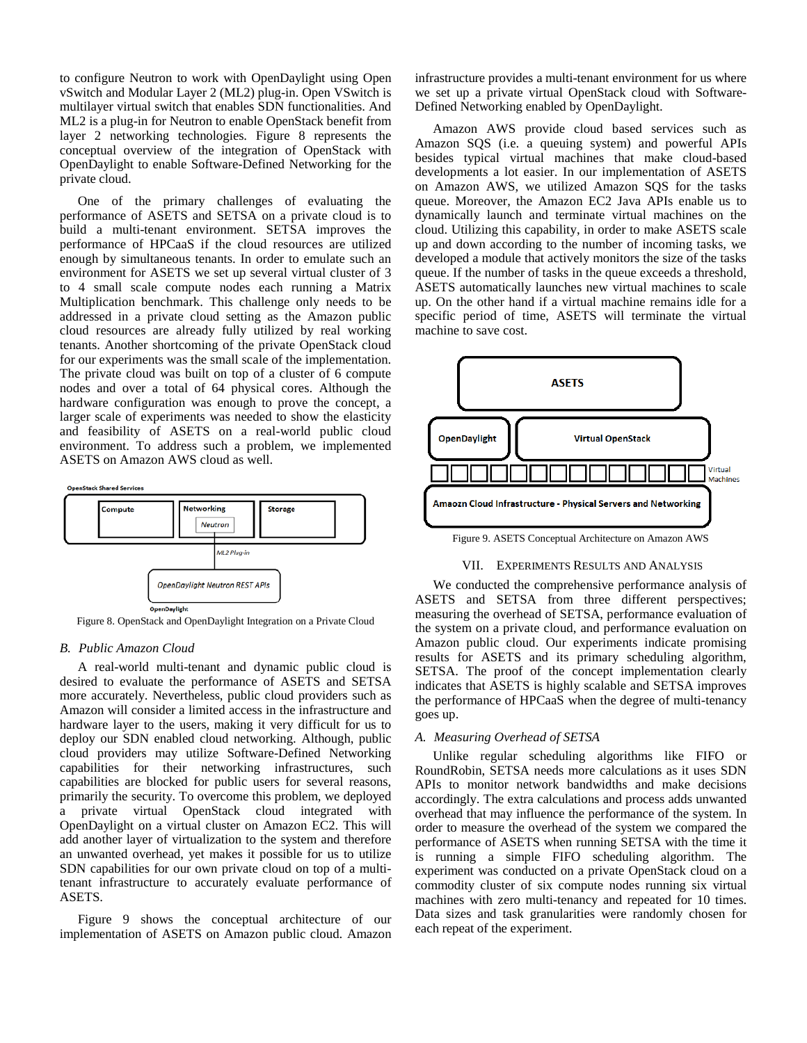to configure Neutron to work with OpenDaylight using Open vSwitch and Modular Layer 2 (ML2) plug-in. Open VSwitch is multilayer virtual switch that enables SDN functionalities. And ML2 is a plug-in for Neutron to enable OpenStack benefit from layer 2 networking technologies. Figure 8 represents the conceptual overview of the integration of OpenStack with OpenDaylight to enable Software-Defined Networking for the private cloud.

One of the primary challenges of evaluating the performance of ASETS and SETSA on a private cloud is to build a multi-tenant environment. SETSA improves the performance of HPCaaS if the cloud resources are utilized enough by simultaneous tenants. In order to emulate such an environment for ASETS we set up several virtual cluster of 3 to 4 small scale compute nodes each running a Matrix Multiplication benchmark. This challenge only needs to be addressed in a private cloud setting as the Amazon public cloud resources are already fully utilized by real working tenants. Another shortcoming of the private OpenStack cloud for our experiments was the small scale of the implementation. The private cloud was built on top of a cluster of 6 compute nodes and over a total of 64 physical cores. Although the hardware configuration was enough to prove the concept, a larger scale of experiments was needed to show the elasticity and feasibility of ASETS on a real-world public cloud environment. To address such a problem, we implemented ASETS on Amazon AWS cloud as well.

Figure 8. OpenStack and OpenDaylight Integration on a Private Cloud

## B. Public Amazon Cloud

A real-world multi-tenant and dynamic public cloud is desired to evaluate the performance of ASETS and SETSA more accurately. Nevertheless, public cloud providers such as Amazon will consider a limited access in the infrastructure and hardware layer to the users, making it very difficult for us to deploy our SDN enabled cloud networking. Although, public cloud providers may utilize Software-Defined Networking capabilities for their networking infrastructures, such capabilities are blocked for public users for several reasons, primarily the security. To overcome this problem, we deployed a private virtual OpenStack cloud integrated with OpenDaylight on a virtual cluster on Amazon EC2. This will add another layer of virtualization to the system and therefore an unwanted overhead, yet makes it possible for us to utilize SDN capabilities for our own private cloud on top of a multi-tenant infrastructure to accurately evaluate performance of ASETS.

Figure 9 shows the conceptual architecture of our implementation of ASETS on Amazon public cloud. Amazon infrastructure provides a multi-tenant environment for us where we set up a private virtual OpenStack cloud with Software-Defined Networking enabled by OpenDaylight.

Amazon AWS provide cloud based services such as Amazon SQS (i.e. a queuing system) and powerful APIs besides typical virtual machines that make cloud-based developments a lot easier. In our implementation of ASETS on Amazon AWS, we utilized Amazon SQS for the tasks queue. Moreover, the Amazon EC2 Java APIs enable us to dynamically launch and terminate virtual machines on the cloud. Utilizing this capability, in order to make ASETS scale up and down according to the number of incoming tasks, we developed a module that actively monitors the size of the tasks queue. If the number of tasks in the queue exceeds a threshold, ASETS automatically launches new virtual machines to scale up. On the other hand if a virtual machine remains idle for a specific period of time, ASETS will terminate the virtual machine to save cost.

Figure 9. ASETS Conceptual Architecture on Amazon AWS

# VII. Experiments Results and Analysis

We conducted the comprehensive performance analysis of ASETS and SETSA from three different perspectives; measuring the overhead of SETSA, performance evaluation of the system on a private cloud, and performance evaluation on Amazon public cloud. Our experiments indicate promising results for ASETS and its primary scheduling algorithm, SETSA. The proof of the concept implementation clearly indicates that ASETS is highly scalable and SETSA improves the performance of HPCaaS when the degree of multi-tenancy goes up.

## A. Measuring Overhead of SETSA

Unlike regular scheduling algorithms like FIFO or RoundRobin, SETSA needs more calculations as it uses SDN APIs to monitor network bandwidths and make decisions accordingly. The extra calculations and process adds unwanted overhead that may influence the performance of the system. In order to measure the overhead of the system we compared the performance of ASETS when running SETSA with the time it is running a simple FIFO scheduling algorithm. The experiment was conducted on a private OpenStack cloud on a commodity cluster of six compute nodes running six virtual machines with zero multi-tenancy and repeated for 10 times. Data sizes and task granularities were randomly chosen for each repeat of the experiment.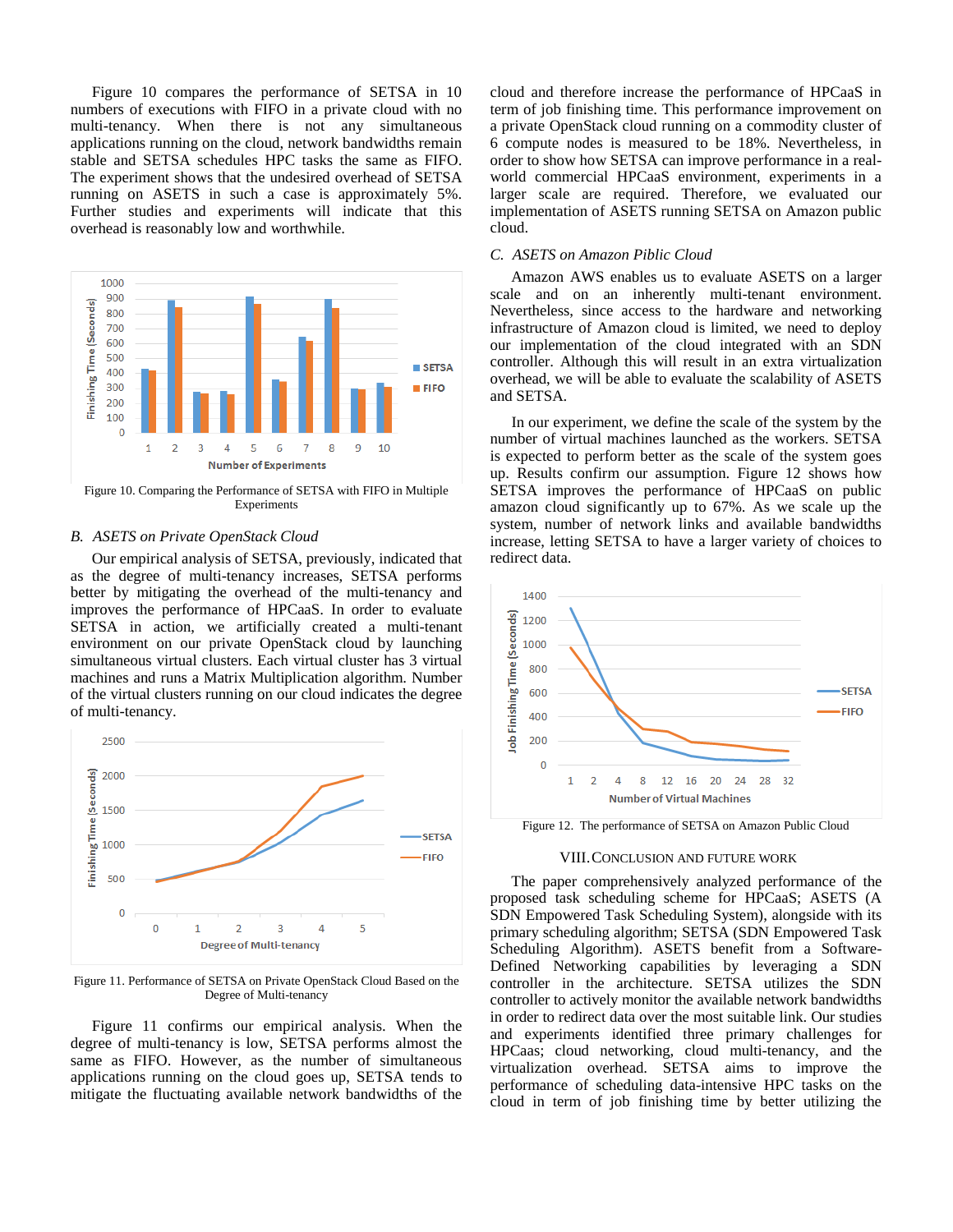Figure 10 compares the performance of SETSA in 10 numbers of executions with FIFO in a private cloud with no multi-tenancy. When there is not any simultaneous applications running on the cloud, network bandwidths remain stable and SETSA schedules HPC tasks the same as FIFO. The experiment shows that the undesired overhead of SETSA running on ASETS in such a case is approximately 5%. Further studies and experiments will indicate that this overhead is reasonably low and worthwhile.

Figure 10. Comparing the Performance of SETSA with FIFO in Multiple Experiments

### B. ASETS on Private OpenStack Cloud

Our empirical analysis of SETSA, previously, indicated that as the degree of multi-tenancy increases, SETSA performs better by mitigating the overhead of the multi-tenancy and improves the performance of HPCaaS. In order to evaluate SETSA in action, we artificially created a multi-tenant environment on our private OpenStack cloud by launching simultaneous virtual clusters. Each virtual cluster has 3 virtual machines and runs a Matrix Multiplication algorithm. Number of the virtual clusters running on our cloud indicates the degree of multi-tenancy.

Figure 11. Performance of SETSA on Private OpenStack Cloud Based on the Degree of Multi-tenancy

Figure 11 confirms our empirical analysis. When the degree of multi-tenancy is low, SETSA performs almost the same as FIFO. However, as the number of simultaneous applications running on the cloud goes up, SETSA tends to mitigate the fluctuating available network bandwidths of the cloud and therefore increase the performance of HPCaaS in term of job finishing time. This performance improvement on a private OpenStack cloud running on a commodity cluster of 6 compute nodes is measured to be 18%. Nevertheless, in order to show how SETSA can improve performance in a real-world commercial HPCaaS environment, experiments in a larger scale are required. Therefore, we evaluated our implementation of ASETS running SETSA on Amazon public cloud.

### C. ASETS on Amazon Public Cloud

Amazon AWS enables us to evaluate ASETS on a larger scale and on an inherently multi-tenant environment. Nevertheless, since access to the hardware and networking infrastructure of Amazon cloud is limited, we need to deploy our implementation of the cloud integrated with an SDN controller. Although this will result in an extra virtualization overhead, we will be able to evaluate the scalability of ASETS and SETSA.

In our experiment, we define the scale of the system by the number of virtual machines launched as the workers. SETSA is expected to perform better as the scale of the system goes up. Results confirm our assumption. Figure 12 shows how SETSA improves the performance of HPCaaS on public amazon cloud significantly up to 67%. As we scale up the system, number of network links and available bandwidths increase, letting SETSA to have a larger variety of choices to redirect data.

Figure 12. The performance of SETSA on Amazon Public Cloud

## VIII. Conclusion and Future Work

The paper comprehensively analyzed performance of the proposed task scheduling scheme for HPCaaS; ASETS (A SDN Empowered Task Scheduling System), alongside with its primary scheduling algorithm; SETSA (SDN Empowered Task Scheduling Algorithm). ASETS benefit from a Software-Defined Networking capabilities by leveraging a SDN controller in the architecture. SETSA utilizes the SDN controller to actively monitor the available network bandwidths in order to redirect data over the most suitable link. Our studies and experiments identified three primary challenges for HPCaas; cloud networking, cloud multi-tenancy, and the virtualization overhead. SETSA aims to improve the performance of scheduling data-intensive HPC tasks on the cloud in term of job finishing time by better utilizing the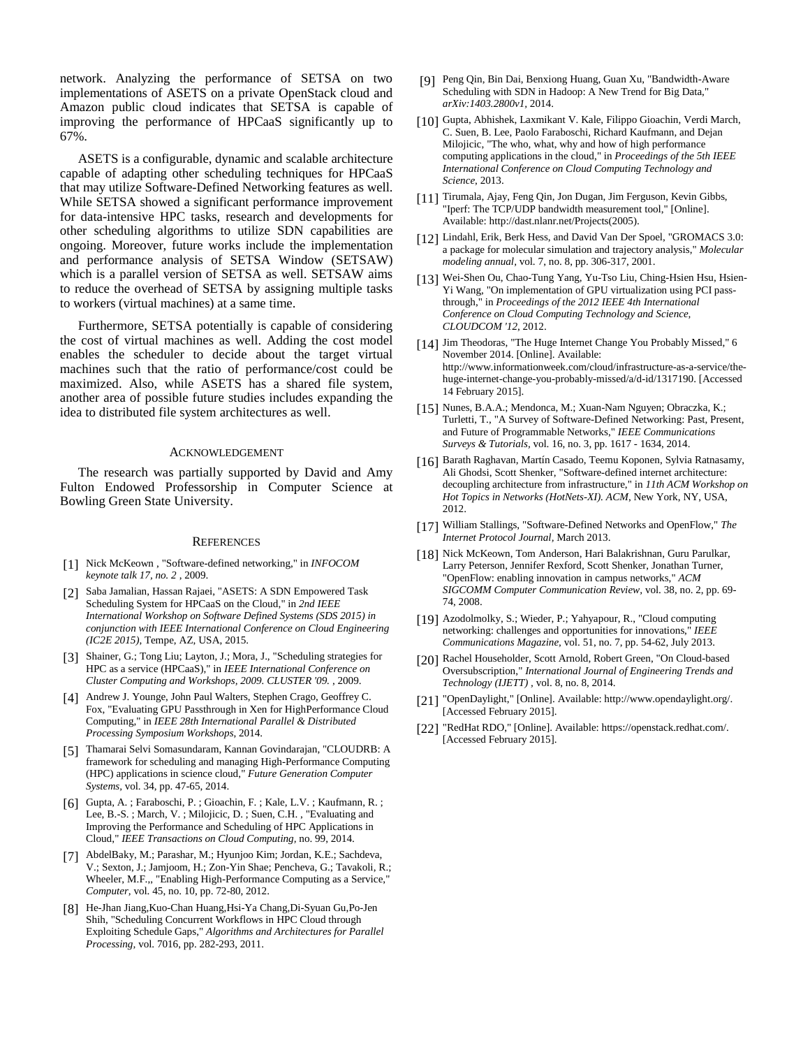network. Analyzing the performance of SETSA on two implementations of ASETS on a private OpenStack cloud and Amazon public cloud indicates that SETSA is capable of improving the performance of HPCaaS significantly up to 67%.

ASETS is a configurable, dynamic and scalable architecture capable of adapting other scheduling techniques for HPCaaS that may utilize Software-Defined Networking features as well. While SETSA showed a significant performance improvement for data-intensive HPC tasks, research and developments for other scheduling algorithms to utilize SDN capabilities are ongoing. Moreover, future works include the implementation and performance analysis of SETSA Window (SETSAW) which is a parallel version of SETSA as well. SETSAW aims to reduce the overhead of SETSA by assigning multiple tasks to workers (virtual machines) at a same time.

Furthermore, SETSA potentially is capable of considering the cost of virtual machines as well. Adding the cost model enables the scheduler to decide about the target virtual machines such that the ratio of performance/cost could be maximized. Also, while ASETS has a shared file system, another area of possible future studies includes expanding the idea to distributed file system architectures as well.

## Acknowledgement

The research was partially supported by David and Amy Fulton Endowed Professorship in Computer Science at Bowling Green State University.

## References

[1] Nick McKeown , "Software-defined networking," in *INFOCOM keynote talk 17, no. 2* , 2009.

[2] Saba Jamalian, Hassan Rajaei, "ASETS: A SDN Empowered Task Scheduling System for HPCaaS on the Cloud," in *2nd IEEE International Workshop on Software Defined Systems (SDS 2015) in conjunction with IEEE International Conference on Cloud Engineering (IC2E 2015)*, Tempe, AZ, USA, 2015.

[3] Shainer, G.; Tong Liu; Layton, J.; Mora, J., "Scheduling strategies for HPC as a service (HPCaaS)," in *IEEE International Conference on Cluster Computing and Workshops, 2009. CLUSTER '09.* , 2009.

[4] Andrew J. Younge, John Paul Walters, Stephen Crago, Geoffrey C. Fox, "Evaluating GPU Passthrough in Xen for HighPerformance Cloud Computing," in *IEEE 28th International Parallel & Distributed Processing Symposium Workshops*, 2014.

[5] Thamarai Selvi Somasundaram, Kannan Govindarajan, "CLOUDRB: A framework for scheduling and managing High-Performance Computing (HPC) applications in science cloud," *Future Generation Computer Systems*, vol. 34, pp. 47-65, 2014.

[6] Gupta, A. ; Faraboschi, P. ; Gioachin, F. ; Kale, L.V. ; Kaufmann, R. ; Lee, B.-S. ; March, V. ; Milojicic, D. ; Suen, C.H. , "Evaluating and Improving the Performance and Scheduling of HPC Applications in Cloud," *IEEE Transactions on Cloud Computing*, no. 99, 2014.

[7] AbdelBaky, M.; Parashar, M.; Hyunjoo Kim; Jordan, K.E.; Sachdeva, V.; Sexton, J.; Jamjoom, H.; Zon-Yin Shae; Pencheva, G.; Tavakoli, R.; Wheeler, M.F.,, "Enabling High-Performance Computing as a Service," *Computer*, vol. 45, no. 10, pp. 72-80, 2012.

[8] He-Jhan Jiang,Kuo-Chan Huang,Hsi-Ya Chang,Di-Syuan Gu,Po-Jen Shih, "Scheduling Concurrent Workflows in HPC Cloud through Exploiting Schedule Gaps," *Algorithms and Architectures for Parallel Processing*, vol. 7016, pp. 282-293, 2011.

[9] Peng Qin, Bin Dai, Benxiong Huang, Guan Xu, "Bandwidth-Aware Scheduling with SDN in Hadoop: A New Trend for Big Data," *arXiv:1403.2800v1*, 2014.

[10] Gupta, Abhishek, Laxmikant V. Kale, Filippo Gioachin, Verdi March, C. Suen, B. Lee, Paolo Faraboschi, Richard Kaufmann, and Dejan Milojicic, "The who, what, why and how of high performance computing applications in the cloud," in *Proceedings of the 5th IEEE International Conference on Cloud Computing Technology and Science*, 2013.

[11] Tirumala, Ajay, Feng Qin, Jon Dugan, Jim Ferguson, Kevin Gibbs, "Iperf: The TCP/UDP bandwidth measurement tool," [Online]. Available: http://dast.nlanr.net/Projects(2005).

[12] Lindahl, Erik, Berk Hess, and David Van Der Spoel, "GROMACS 3.0: a package for molecular simulation and trajectory analysis," *Molecular modeling annual*, vol. 7, no. 8, pp. 306-317, 2001.

[13] Wei-Shen Ou, Chao-Tung Yang, Yu-Tso Liu, Ching-Hsien Hsu, Hsien-Yi Wang, "On implementation of GPU virtualization using PCI pass-through," in *Proceedings of the 2012 IEEE 4th International Conference on Cloud Computing Technology and Science, CLOUDCOM '12*, 2012.

[14] Jim Theodoras, "The Huge Internet Change You Probably Missed," 6 November 2014. [Online]. Available: http://www.informationweek.com/cloud/infrastructure-as-a-service/the-huge-internet-change-you-probably-missed/a/d-id/1317190. [Accessed 14 February 2015].

[15] Nunes, B.A.A.; Mendonca, M.; Xuan-Nam Nguyen; Obraczka, K.; Turletti, T., "A Survey of Software-Defined Networking: Past, Present, and Future of Programmable Networks," *IEEE Communications Surveys & Tutorials*, vol. 16, no. 3, pp. 1617 - 1634, 2014.

[16] Barath Raghavan, Martín Casado, Teemu Koponen, Sylvia Ratnasamy, Ali Ghodsi, Scott Shenker, "Software-defined internet architecture: decoupling architecture from infrastructure," in *11th ACM Workshop on Hot Topics in Networks (HotNets-XI). ACM*, New York, NY, USA, 2012.

[17] William Stallings, "Software-Defined Networks and OpenFlow," *The Internet Protocol Journal*, March 2013.

[18] Nick McKeown, Tom Anderson, Hari Balakrishnan, Guru Parulkar, Larry Peterson, Jennifer Rexford, Scott Shenker, Jonathan Turner, "OpenFlow: enabling innovation in campus networks," *ACM SIGCOMM Computer Communication Review*, vol. 38, no. 2, pp. 69-74, 2008.

[19] Azodolmolky, S.; Wieder, P.; Yahyapour, R., "Cloud computing networking: challenges and opportunities for innovations," *IEEE Communications Magazine*, vol. 51, no. 7, pp. 54-62, July 2013.

[20] Rachel Householder, Scott Arnold, Robert Green, "On Cloud-based Oversubscription," *International Journal of Engineering Trends and Technology (IJETT)* , vol. 8, no. 8, 2014.

[21] "OpenDaylight," [Online]. Available: http://www.opendaylight.org/. [Accessed February 2015].

[22] "RedHat RDO," [Online]. Available: https://openstack.redhat.com/. [Accessed February 2015].